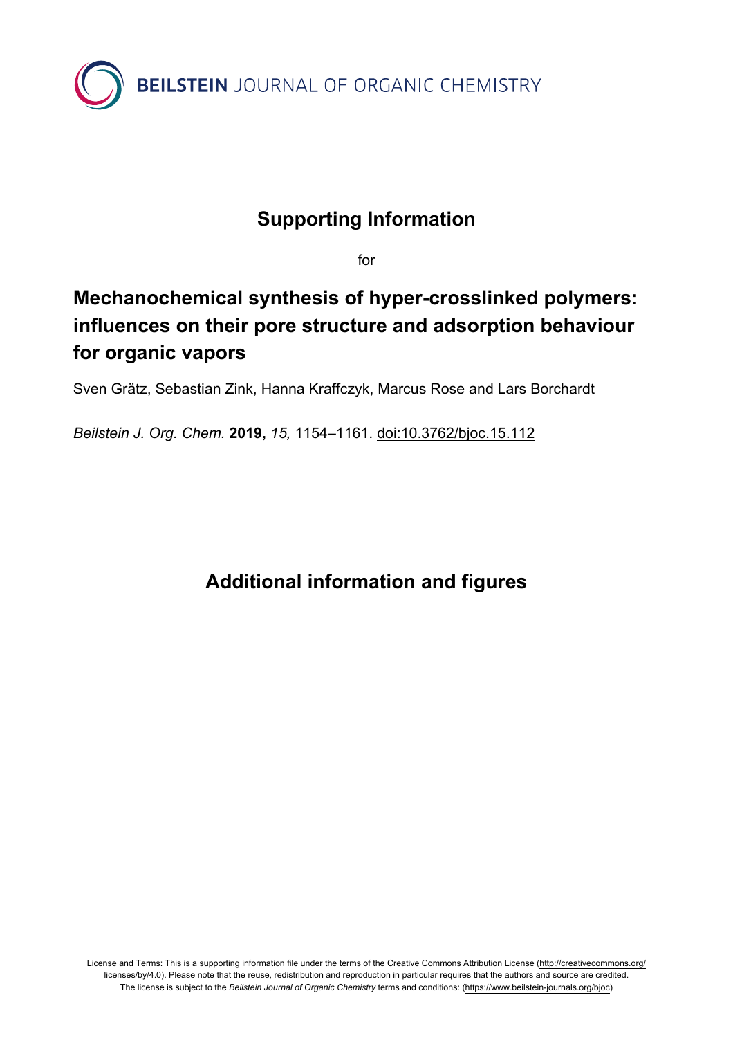BEILSTEIN JOURNAL OF ORGANIC CHEMISTRY

# Supporting Information

for

# Mechanochemical synthesis of hyper-crosslinked polymers: influences on their pore structure and adsorption behaviour for organic vapors

Sven Grätz, Sebastian Zink, Hanna Kraffczyk, Marcus Rose and Lars Borchardt

*Beilstein J. Org. Chem.* **2019,** *15,* 1154–1161. doi:10.3762/bjoc.15.112

## Additional information and figures

License and Terms: This is a supporting information file under the terms of the Creative Commons Attribution License (http://creativecommons.org/licenses/by/4.0). Please note that the reuse, redistribution and reproduction in particular requires that the authors and source are credited. The license is subject to the *Beilstein Journal of Organic Chemistry* terms and conditions: (https://www.beilstein-journals.org/bjoc)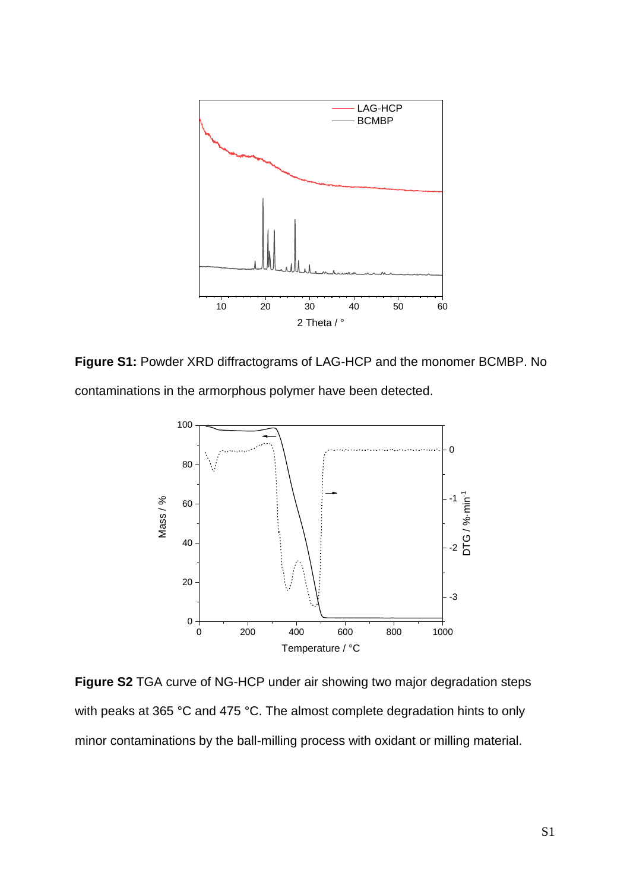**Figure S1:** Powder XRD diffractograms of LAG-HCP and the monomer BCMBP. No contaminations in the armorphous polymer have been detected.

**Figure S2** TGA curve of NG-HCP under air showing two major degradation steps with peaks at 365 °C and 475 °C. The almost complete degradation hints to only minor contaminations by the ball-milling process with oxidant or milling material.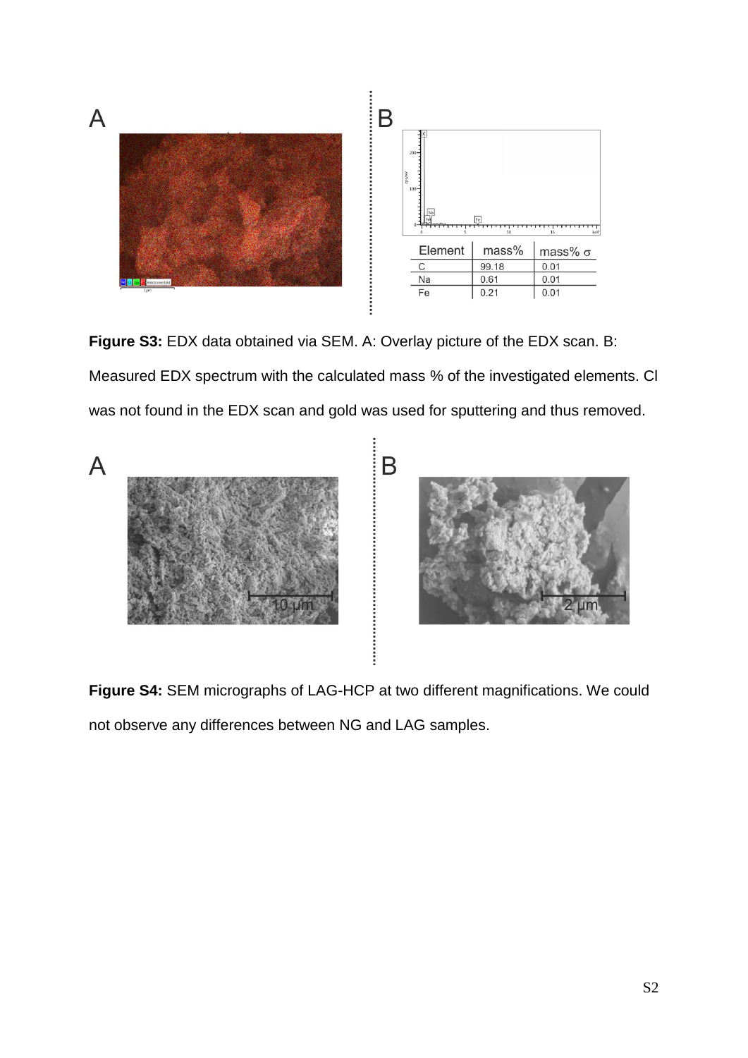A

B

| Element | mass% | mass% σ |
|---|---|---|
| C | 99.18 | 0.01 |
| Na | 0.61 | 0.01 |
| Fe | 0.21 | 0.01 |

**Figure S3:** EDX data obtained via SEM. A: Overlay picture of the EDX scan. B: Measured EDX spectrum with the calculated mass % of the investigated elements. Cl was not found in the EDX scan and gold was used for sputtering and thus removed.

A

B

**Figure S4:** SEM micrographs of LAG-HCP at two different magnifications. We could not observe any differences between NG and LAG samples.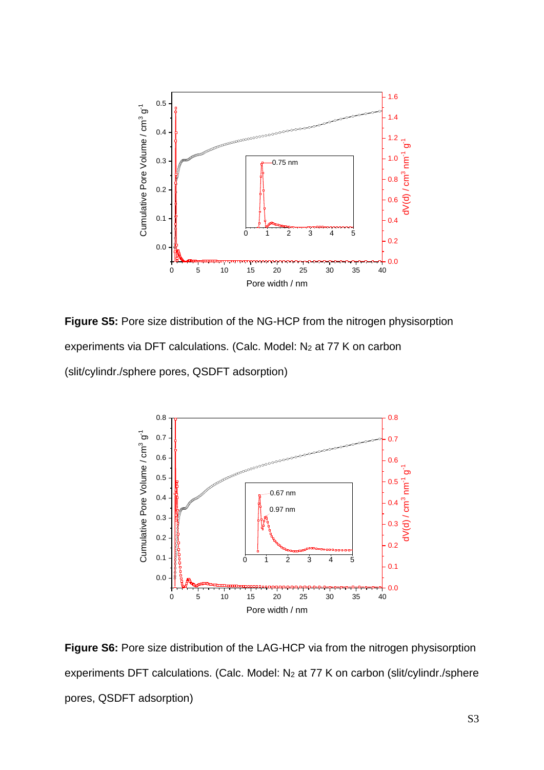**Figure S5:** Pore size distribution of the NG-HCP from the nitrogen physisorption experiments via DFT calculations. (Calc. Model: $N_2$ at 77 K on carbon (slit/cylindr./sphere pores, QSDFT adsorption)

**Figure S6:** Pore size distribution of the LAG-HCP via from the nitrogen physisorption experiments DFT calculations. (Calc. Model: $N_2$ at 77 K on carbon (slit/cylindr./sphere pores, QSDFT adsorption)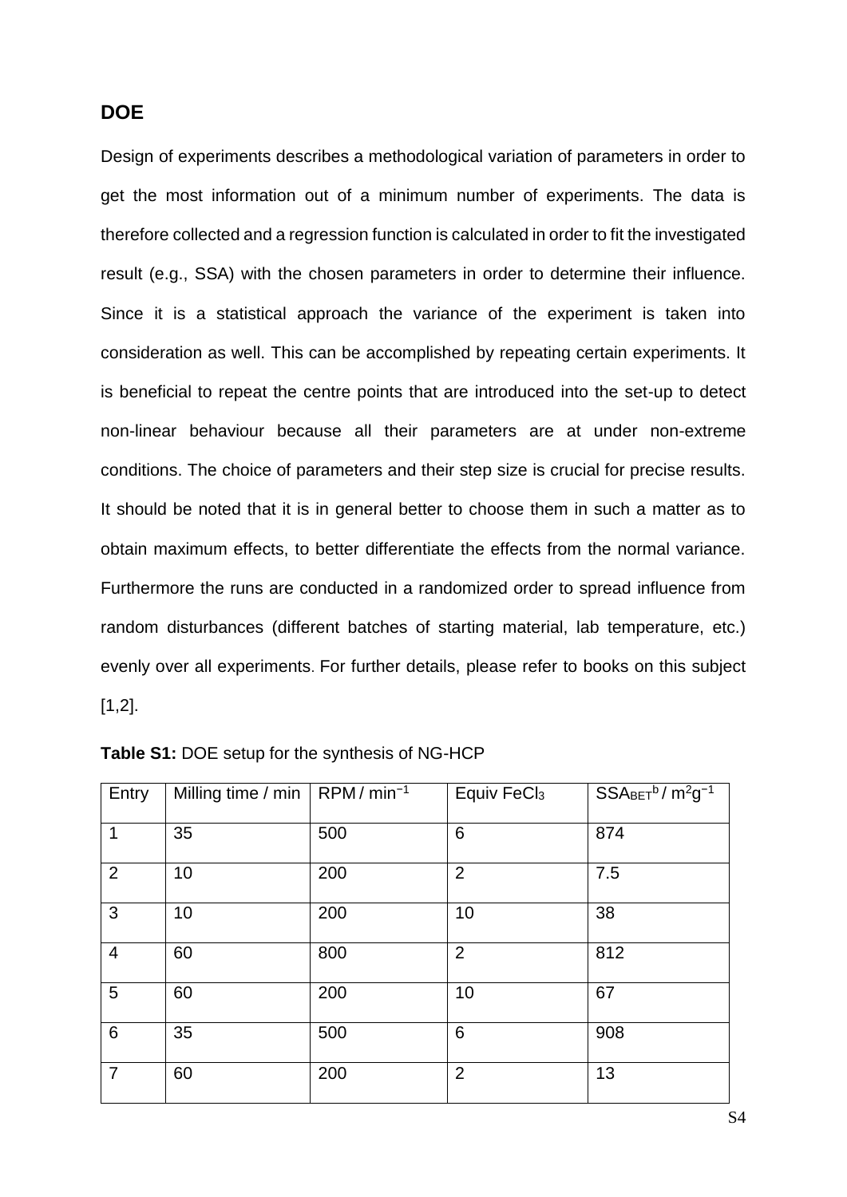## DOE

Design of experiments describes a methodological variation of parameters in order to get the most information out of a minimum number of experiments. The data is therefore collected and a regression function is calculated in order to fit the investigated result (e.g., SSA) with the chosen parameters in order to determine their influence. Since it is a statistical approach the variance of the experiment is taken into consideration as well. This can be accomplished by repeating certain experiments. It is beneficial to repeat the centre points that are introduced into the set-up to detect non-linear behaviour because all their parameters are at under non-extreme conditions. The choice of parameters and their step size is crucial for precise results. It should be noted that it is in general better to choose them in such a matter as to obtain maximum effects, to better differentiate the effects from the normal variance. Furthermore the runs are conducted in a randomized order to spread influence from random disturbances (different batches of starting material, lab temperature, etc.) evenly over all experiments. For further details, please refer to books on this subject [1,2].

**Table S1:** DOE setup for the synthesis of NG-HCP

| Entry | Milling time / min | RPM / $min^{-1}$ | Equiv $FeCl_3$ | $SSA_{BET}$[b] / $m^2g^{-1}$ |
|---|---|---|---|---|
| 1 | 35 | 500 | 6 | 874 |
| 2 | 10 | 200 | 2 | 7.5 |
| 3 | 10 | 200 | 10 | 38 |
| 4 | 60 | 800 | 2 | 812 |
| 5 | 60 | 200 | 10 | 67 |
| 6 | 35 | 500 | 6 | 908 |
| 7 | 60 | 200 | 2 | 13 |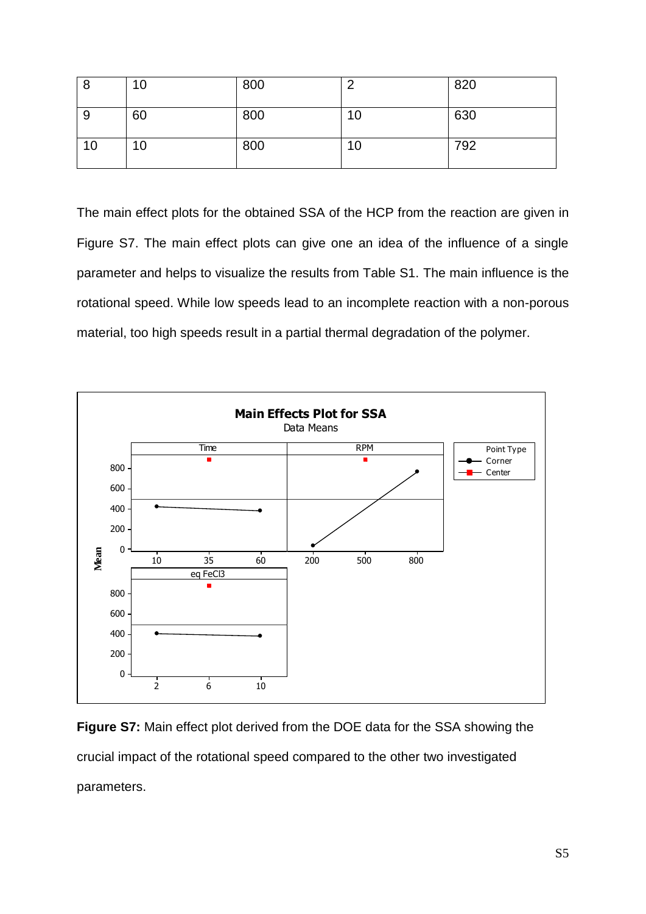| 8 | 10 | 800 | 2 | 820 |
|---|---|---|---|---|
| 9 | 60 | 800 | 10 | 630 |
| 10 | 10 | 800 | 10 | 792 |

The main effect plots for the obtained SSA of the HCP from the reaction are given in Figure S7. The main effect plots can give one an idea of the influence of a single parameter and helps to visualize the results from Table S1. The main influence is the rotational speed. While low speeds lead to an incomplete reaction with a non-porous material, too high speeds result in a partial thermal degradation of the polymer.

**Figure S7:** Main effect plot derived from the DOE data for the SSA showing the crucial impact of the rotational speed compared to the other two investigated parameters.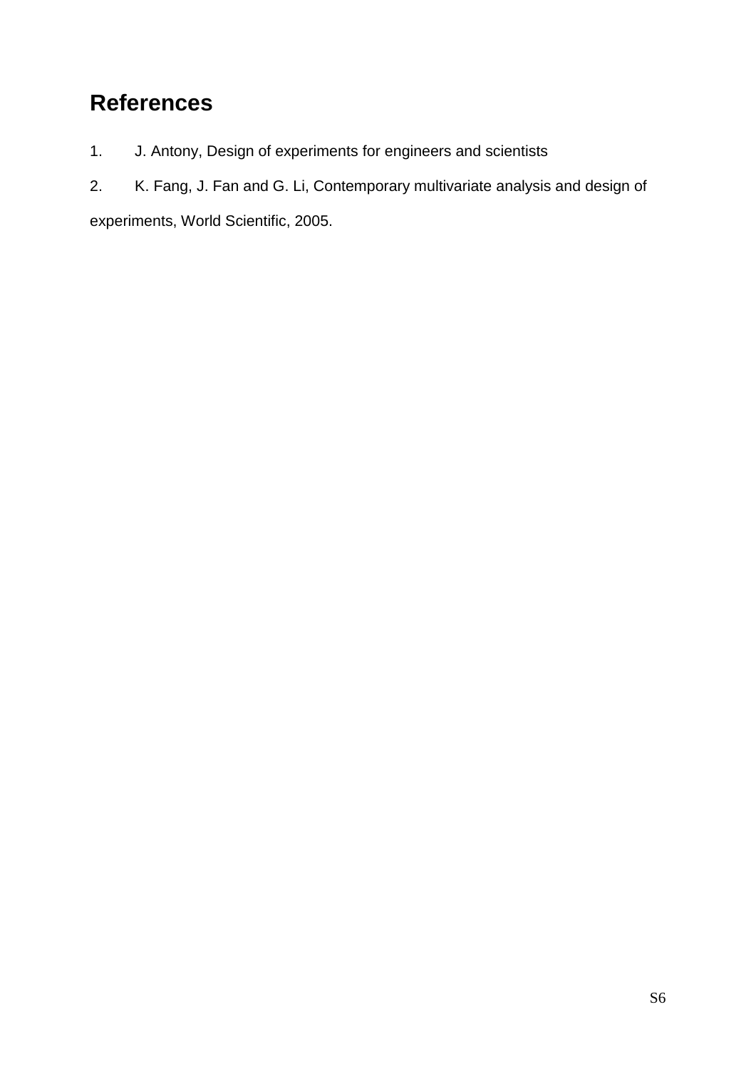# References

1. J. Antony, Design of experiments for engineers and scientists

2. K. Fang, J. Fan and G. Li, Contemporary multivariate analysis and design of experiments, World Scientific, 2005.